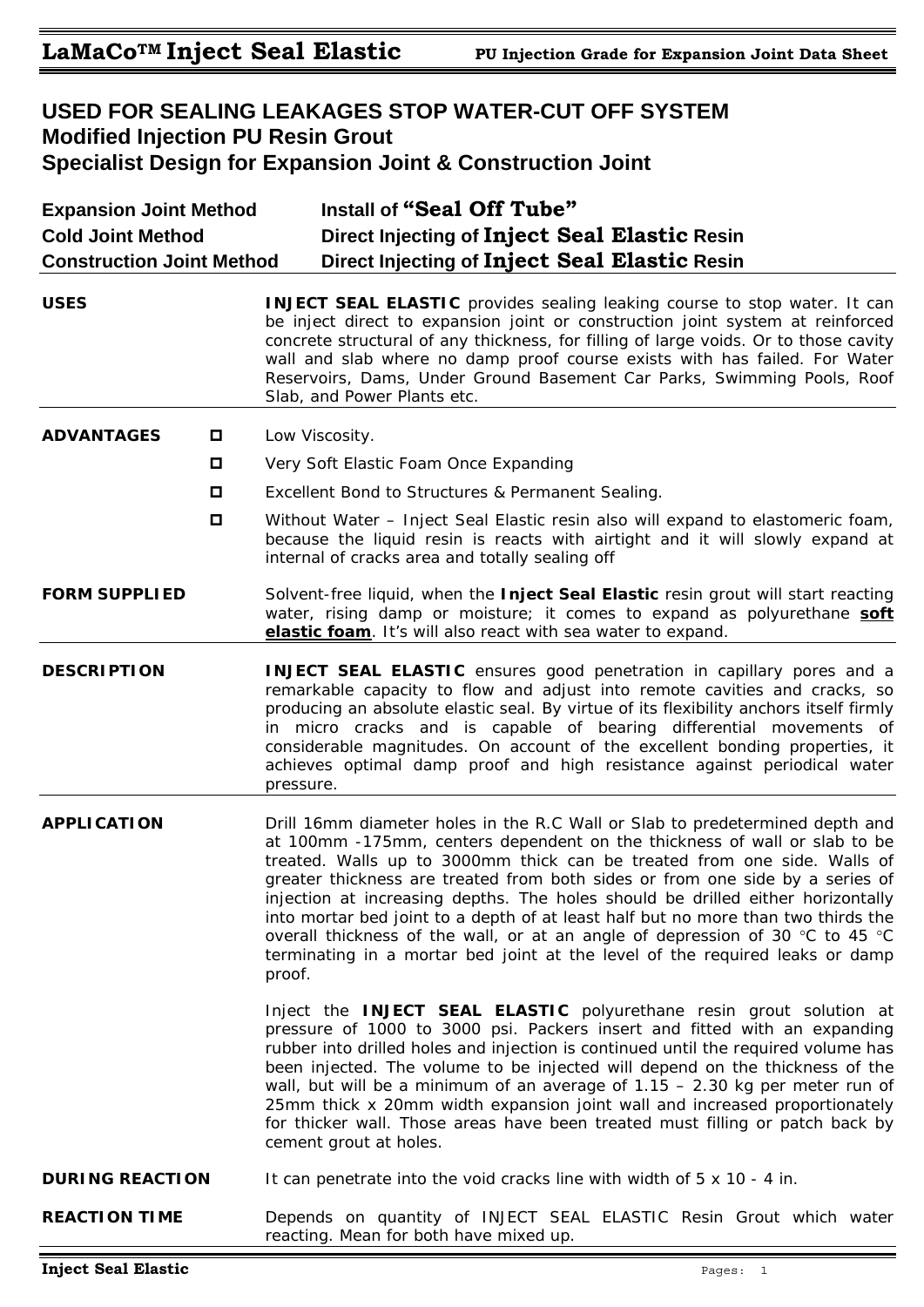# LaMaCo™ Inject Seal Elastic

**PU Injection Grade for Expansion Joint Data Sheet**

## USED FOR SEALING LEAKAGES STOP WATER-CUT OFF SYSTEM
### Modified Injection PU Resin Grout
### Specialist Design for Expansion Joint & Construction Joint

| | |
|---|---|
| **Expansion Joint Method** | **Install of "Seal Off Tube"** |
| **Cold Joint Method** | **Direct Injecting of Inject Seal Elastic Resin** |
| **Construction Joint Method** | **Direct Injecting of Inject Seal Elastic Resin** |

**USES**

**INJECT SEAL ELASTIC** provides sealing leaking course to stop water. It can be inject direct to expansion joint or construction joint system at reinforced concrete structural of any thickness, for filling of large voids. Or to those cavity wall and slab where no damp proof course exists with has failed. For Water Reservoirs, Dams, Under Ground Basement Car Parks, Swimming Pools, Roof Slab, and Power Plants etc.

**ADVANTAGES**

- Low Viscosity.
- Very Soft Elastic Foam Once Expanding
- Excellent Bond to Structures & Permanent Sealing.
- Without Water – Inject Seal Elastic resin also will expand to elastomeric foam, because the liquid resin is reacts with airtight and it will slowly expand at internal of cracks area and totally sealing off

**FORM SUPPLIED**

Solvent-free liquid, when the **Inject Seal Elastic** resin grout will start reacting water, rising damp or moisture; it comes to expand as polyurethane **soft elastic foam**. It's will also react with sea water to expand.

**DESCRIPTION**

**INJECT SEAL ELASTIC** ensures good penetration in capillary pores and a remarkable capacity to flow and adjust into remote cavities and cracks, so producing an absolute elastic seal. By virtue of its flexibility anchors itself firmly in micro cracks and is capable of bearing differential movements of considerable magnitudes. On account of the excellent bonding properties, it achieves optimal damp proof and high resistance against periodical water pressure.

**APPLICATION**

Drill 16mm diameter holes in the R.C Wall or Slab to predetermined depth and at 100mm -175mm, centers dependent on the thickness of wall or slab to be treated. Walls up to 3000mm thick can be treated from one side. Walls of greater thickness are treated from both sides or from one side by a series of injection at increasing depths. The holes should be drilled either horizontally into mortar bed joint to a depth of at least half but no more than two thirds the overall thickness of the wall, or at an angle of depression of 30 °C to 45 °C terminating in a mortar bed joint at the level of the required leaks or damp proof.

Inject the **INJECT SEAL ELASTIC** polyurethane resin grout solution at pressure of 1000 to 3000 psi. Packers insert and fitted with an expanding rubber into drilled holes and injection is continued until the required volume has been injected. The volume to be injected will depend on the thickness of the wall, but will be a minimum of an average of 1.15 – 2.30 kg per meter run of 25mm thick x 20mm width expansion joint wall and increased proportionately for thicker wall. Those areas have been treated must filling or patch back by cement grout at holes.

**DURING REACTION**

It can penetrate into the void cracks line with width of 5 x 10 - 4 in.

**REACTION TIME**

Depends on quantity of INJECT SEAL ELASTIC Resin Grout which water reacting. Mean for both have mixed up.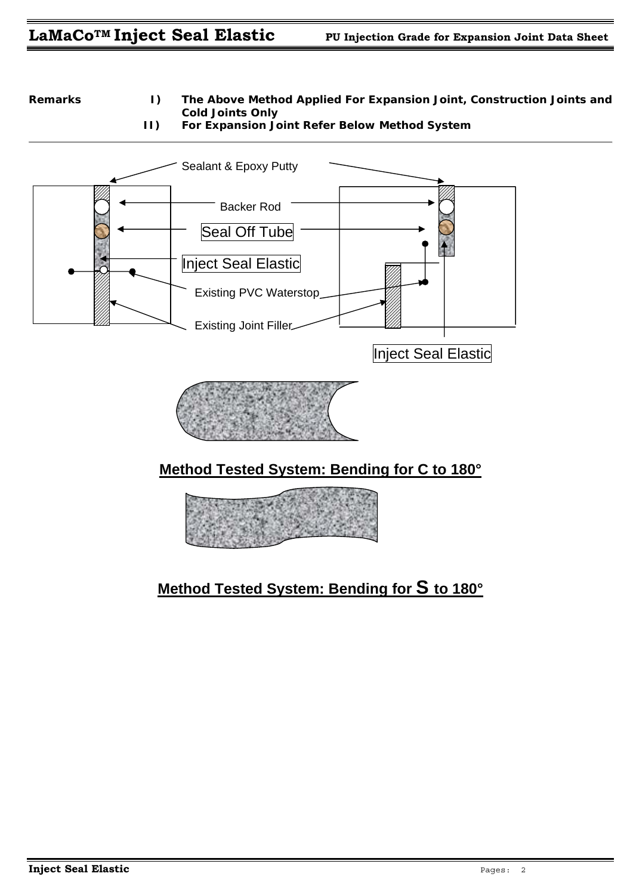**Remarks**

I) **The Above Method Applied For Expansion Joint, Construction Joints and Cold Joints Only**

II) **For Expansion Joint Refer Below Method System**

Sealant & Epoxy Putty

Backer Rod

Seal Off Tube

Inject Seal Elastic

Existing PVC Waterstop

Existing Joint Filler

Inject Seal Elastic

**Method Tested System: Bending for C to 180°**

**Method Tested System: Bending for S to 180°**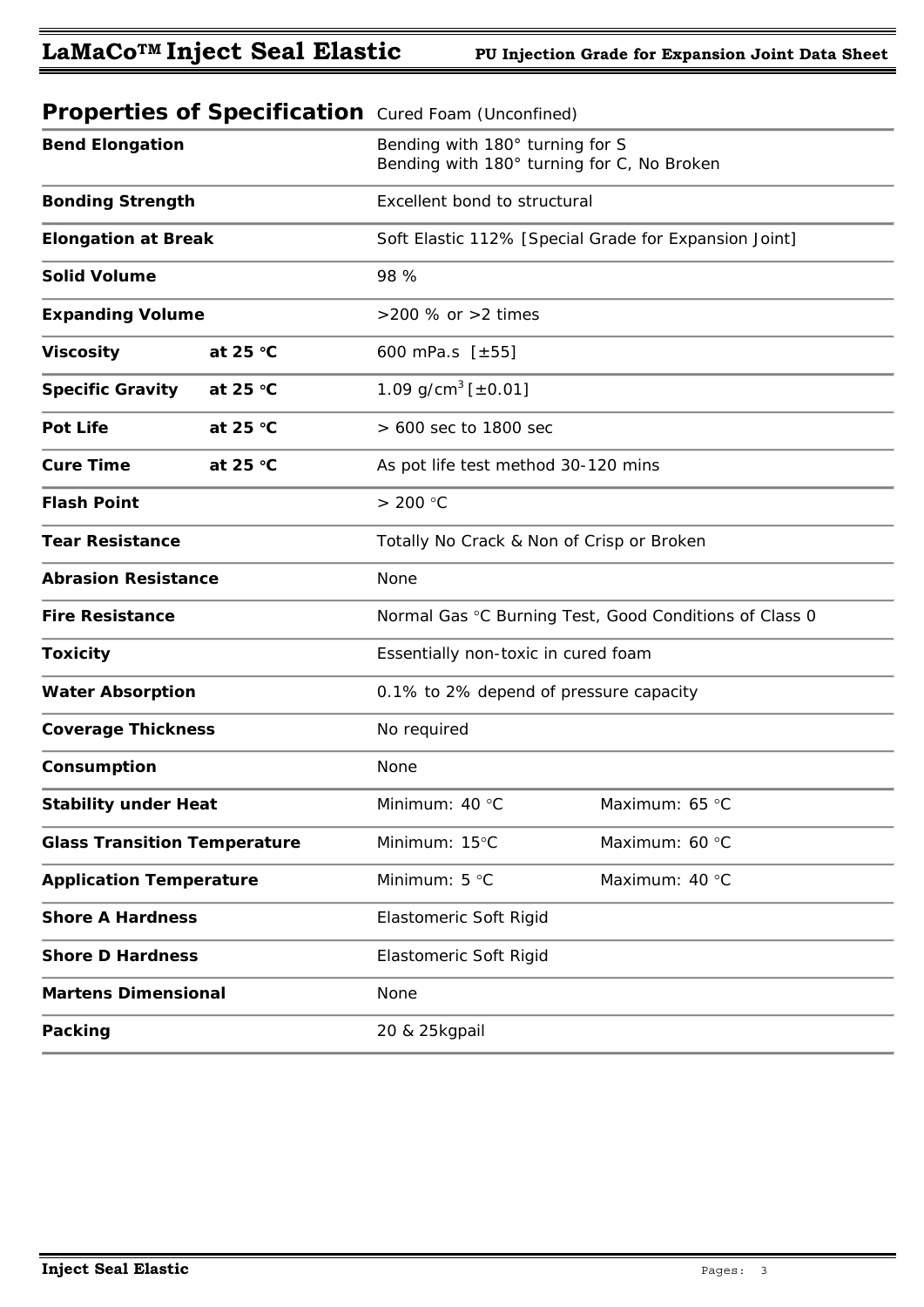## Properties of Specification Cured Foam (Unconfined)

| Property | | Value | |
|---|---|---|---|
| **Bend Elongation** | | Bending with 180° turning for S<br>Bending with 180° turning for C, No Broken | |
| **Bonding Strength** | | Excellent bond to structural | |
| **Elongation at Break** | | Soft Elastic 112% [Special Grade for Expansion Joint] | |
| **Solid Volume** | | 98 % | |
| **Expanding Volume** | | >200 % or >2 times | |
| **Viscosity** | **at 25 °C** | 600 mPa.s [±55] | |
| **Specific Gravity** | **at 25 °C** | 1.09 $g/cm^3$ [±0.01] | |
| **Pot Life** | **at 25 °C** | > 600 sec to 1800 sec | |
| **Cure Time** | **at 25 °C** | As pot life test method 30-120 mins | |
| **Flash Point** | | > 200 °C | |
| **Tear Resistance** | | Totally No Crack & Non of Crisp or Broken | |
| **Abrasion Resistance** | | None | |
| **Fire Resistance** | | Normal Gas °C Burning Test, Good Conditions of Class 0 | |
| **Toxicity** | | Essentially non-toxic in cured foam | |
| **Water Absorption** | | 0.1% to 2% depend of pressure capacity | |
| **Coverage Thickness** | | No required | |
| **Consumption** | | None | |
| **Stability under Heat** | | Minimum: 40 °C | Maximum: 65 °C |
| **Glass Transition Temperature** | | Minimum: 15°C | Maximum: 60 °C |
| **Application Temperature** | | Minimum: 5 °C | Maximum: 40 °C |
| **Shore A Hardness** | | Elastomeric Soft Rigid | |
| **Shore D Hardness** | | Elastomeric Soft Rigid | |
| **Martens Dimensional** | | None | |
| **Packing** | | 20 & 25kgpail | |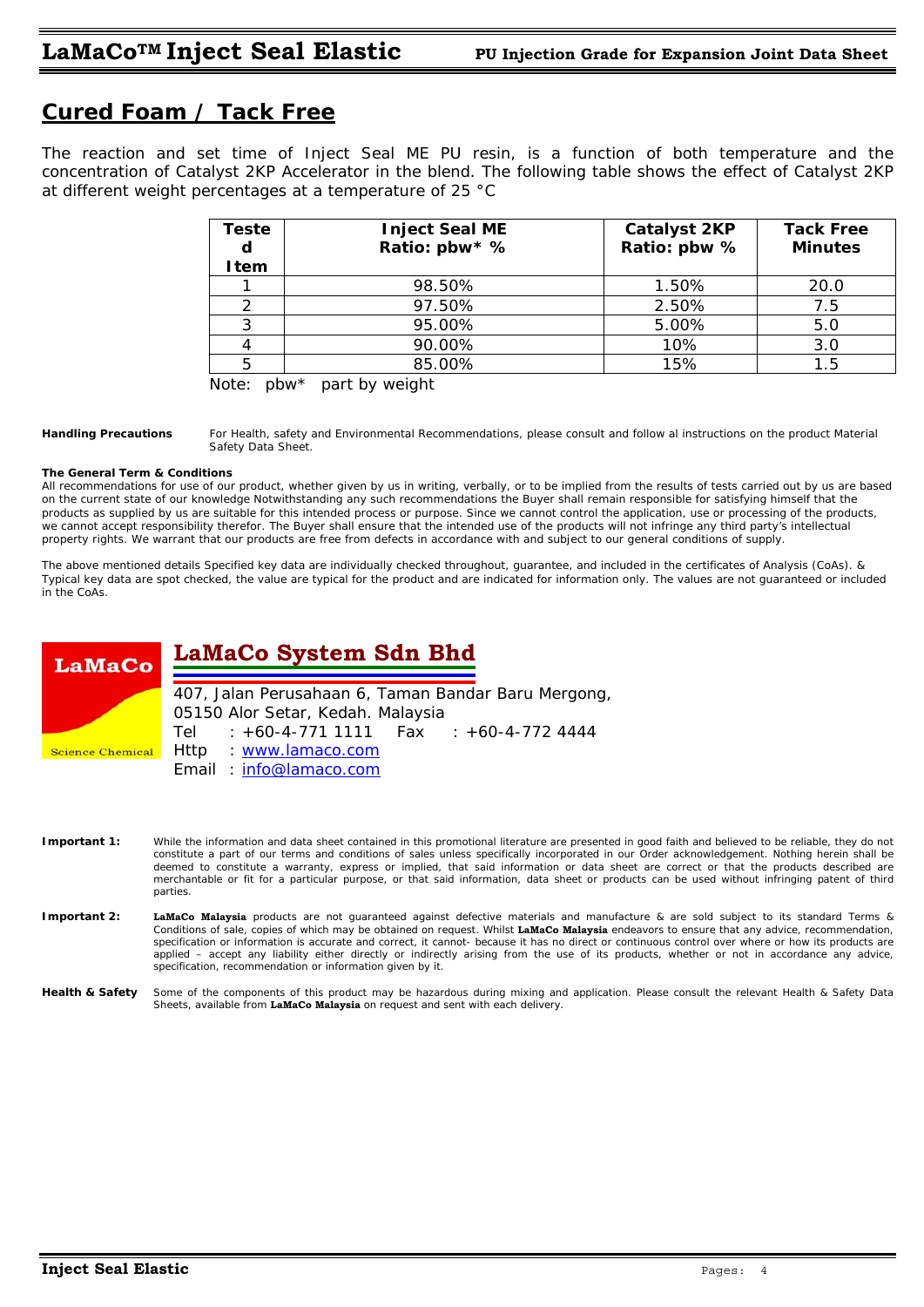## Cured Foam / Tack Free

The reaction and set time of Inject Seal ME PU resin, is a function of both temperature and the concentration of Catalyst 2KP Accelerator in the blend. The following table shows the effect of Catalyst 2KP at different weight percentages at a temperature of 25 °C

| Tested Item | Inject Seal ME Ratio: pbw* % | Catalyst 2KP Ratio: pbw % | Tack Free Minutes |
|---|---|---|---|
| 1 | 98.50% | 1.50% | 20.0 |
| 2 | 97.50% | 2.50% | 7.5 |
| 3 | 95.00% | 5.00% | 5.0 |
| 4 | 90.00% | 10% | 3.0 |
| 5 | 85.00% | 15% | 1.5 |

Note: pbw* part by weight

**Handling Precautions** For Health, safety and Environmental Recommendations, please consult and follow al instructions on the product Material Safety Data Sheet.

**The General Term & Conditions**

All recommendations for use of our product, whether given by us in writing, verbally, or to be implied from the results of tests carried out by us are based on the current state of our knowledge Notwithstanding any such recommendations the Buyer shall remain responsible for satisfying himself that the products as supplied by us are suitable for this intended process or purpose. Since we cannot control the application, use or processing of the products, we cannot accept responsibility therefor. The Buyer shall ensure that the intended use of the products will not infringe any third party's intellectual property rights. We warrant that our products are free from defects in accordance with and subject to our general conditions of supply.

The above mentioned details Specified key data are individually checked throughout, guarantee, and included in the certificates of Analysis (CoAs). & Typical key data are spot checked, the value are typical for the product and are indicated for information only. The values are not guaranteed or included in the CoAs.

LaMaCo
Science Chemical

## LaMaCo System Sdn Bhd

407, Jalan Perusahaan 6, Taman Bandar Baru Mergong,
05150 Alor Setar, Kedah. Malaysia
Tel : +60-4-771 1111 Fax : +60-4-772 4444
Http : www.lamaco.com
Email : info@lamaco.com

**Important 1:** While the information and data sheet contained in this promotional literature are presented in good faith and believed to be reliable, they do not constitute a part of our terms and conditions of sales unless specifically incorporated in our Order acknowledgement. Nothing herein shall be deemed to constitute a warranty, express or implied, that said information or data sheet are correct or that the products described are merchantable or fit for a particular purpose, or that said information, data sheet or products can be used without infringing patent of third parties.

**Important 2:** **LaMaCo Malaysia** products are not guaranteed against defective materials and manufacture & are sold subject to its standard Terms & Conditions of sale, copies of which may be obtained on request. Whilst **LaMaCo Malaysia** endeavors to ensure that any advice, recommendation, specification or information is accurate and correct, it cannot- because it has no direct or continuous control over where or how its products are applied – accept any liability either directly or indirectly arising from the use of its products, whether or not in accordance any advice, specification, recommendation or information given by it.

**Health & Safety** Some of the components of this product may be hazardous during mixing and application. Please consult the relevant Health & Safety Data Sheets, available from **LaMaCo Malaysia** on request and sent with each delivery.